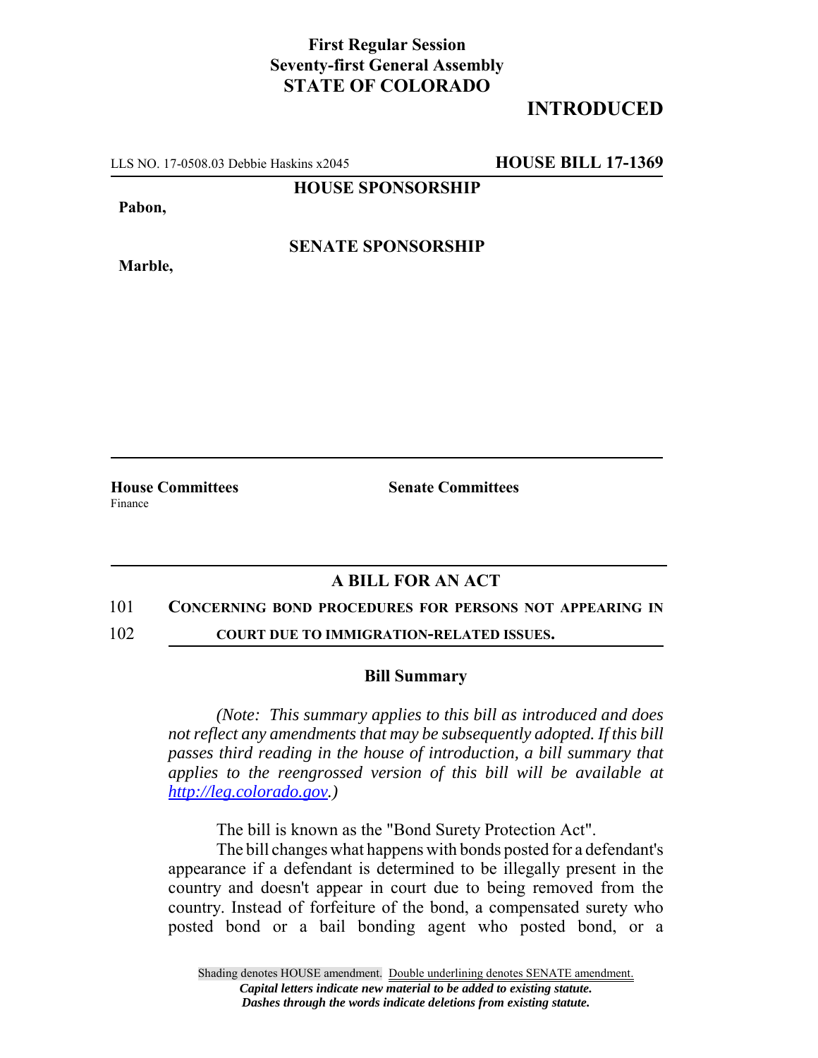**First Regular Session**
**Seventy-first General Assembly**
**STATE OF COLORADO**

# INTRODUCED

LLS NO. 17-0508.03 Debbie Haskins x2045 **HOUSE BILL 17-1369**

**HOUSE SPONSORSHIP**

**Pabon,**

**SENATE SPONSORSHIP**

**Marble,**

**House Committees**
Finance

**Senate Committees**

## A BILL FOR AN ACT

101 **CONCERNING BOND PROCEDURES FOR PERSONS NOT APPEARING IN**
102 **COURT DUE TO IMMIGRATION-RELATED ISSUES.**

### Bill Summary

*(Note: This summary applies to this bill as introduced and does not reflect any amendments that may be subsequently adopted. If this bill passes third reading in the house of introduction, a bill summary that applies to the reengrossed version of this bill will be available at http://leg.colorado.gov.)*

The bill is known as the "Bond Surety Protection Act".

The bill changes what happens with bonds posted for a defendant's appearance if a defendant is determined to be illegally present in the country and doesn't appear in court due to being removed from the country. Instead of forfeiture of the bond, a compensated surety who posted bond or a bail bonding agent who posted bond, or a

Shading denotes HOUSE amendment. Double underlining denotes SENATE amendment.
*Capital letters indicate new material to be added to existing statute.*
*Dashes through the words indicate deletions from existing statute.*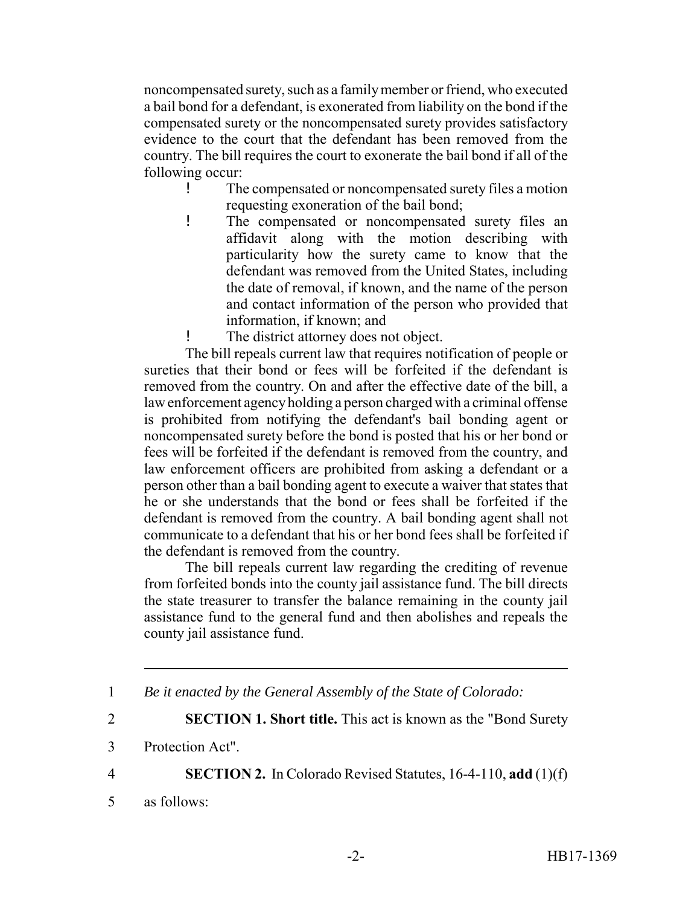noncompensated surety, such as a family member or friend, who executed a bail bond for a defendant, is exonerated from liability on the bond if the compensated surety or the noncompensated surety provides satisfactory evidence to the court that the defendant has been removed from the country. The bill requires the court to exonerate the bail bond if all of the following occur:

- The compensated or noncompensated surety files a motion requesting exoneration of the bail bond;
- The compensated or noncompensated surety files an affidavit along with the motion describing with particularity how the surety came to know that the defendant was removed from the United States, including the date of removal, if known, and the name of the person and contact information of the person who provided that information, if known; and
- The district attorney does not object.

The bill repeals current law that requires notification of people or sureties that their bond or fees will be forfeited if the defendant is removed from the country. On and after the effective date of the bill, a law enforcement agency holding a person charged with a criminal offense is prohibited from notifying the defendant's bail bonding agent or noncompensated surety before the bond is posted that his or her bond or fees will be forfeited if the defendant is removed from the country, and law enforcement officers are prohibited from asking a defendant or a person other than a bail bonding agent to execute a waiver that states that he or she understands that the bond or fees shall be forfeited if the defendant is removed from the country. A bail bonding agent shall not communicate to a defendant that his or her bond fees shall be forfeited if the defendant is removed from the country.

The bill repeals current law regarding the crediting of revenue from forfeited bonds into the county jail assistance fund. The bill directs the state treasurer to transfer the balance remaining in the county jail assistance fund to the general fund and then abolishes and repeals the county jail assistance fund.

---

1 *Be it enacted by the General Assembly of the State of Colorado:*

2 **SECTION 1. Short title.** This act is known as the "Bond Surety

3 Protection Act".

4 **SECTION 2.** In Colorado Revised Statutes, 16-4-110, **add** (1)(f)

5 as follows: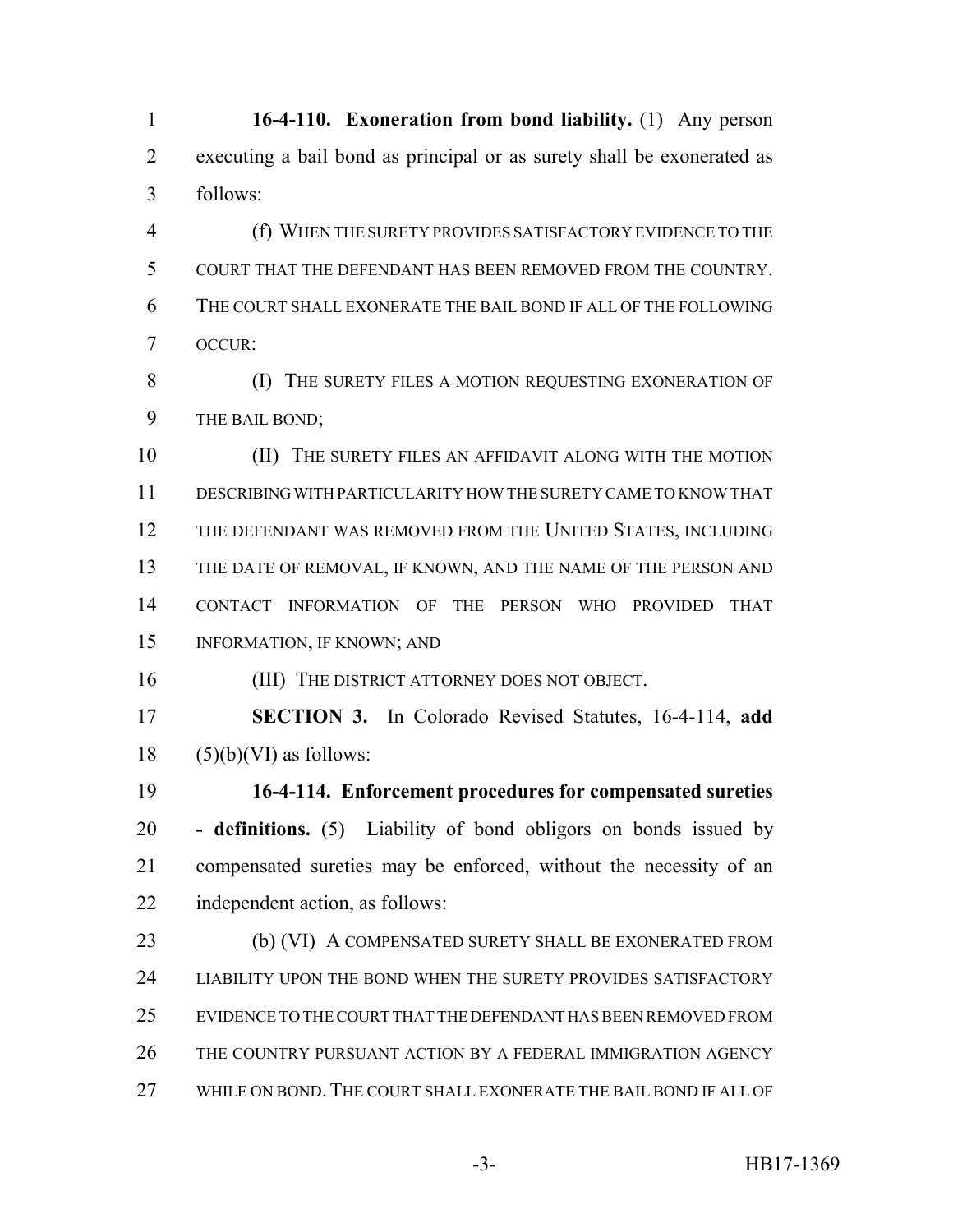**16-4-110. Exoneration from bond liability.** (1) Any person executing a bail bond as principal or as surety shall be exonerated as follows:

(f) WHEN THE SURETY PROVIDES SATISFACTORY EVIDENCE TO THE COURT THAT THE DEFENDANT HAS BEEN REMOVED FROM THE COUNTRY. THE COURT SHALL EXONERATE THE BAIL BOND IF ALL OF THE FOLLOWING OCCUR:

(I) THE SURETY FILES A MOTION REQUESTING EXONERATION OF THE BAIL BOND;

(II) THE SURETY FILES AN AFFIDAVIT ALONG WITH THE MOTION DESCRIBING WITH PARTICULARITY HOW THE SURETY CAME TO KNOW THAT THE DEFENDANT WAS REMOVED FROM THE UNITED STATES, INCLUDING THE DATE OF REMOVAL, IF KNOWN, AND THE NAME OF THE PERSON AND CONTACT INFORMATION OF THE PERSON WHO PROVIDED THAT INFORMATION, IF KNOWN; AND

(III) THE DISTRICT ATTORNEY DOES NOT OBJECT.

**SECTION 3.** In Colorado Revised Statutes, 16-4-114, **add** (5)(b)(VI) as follows:

**16-4-114. Enforcement procedures for compensated sureties - definitions.** (5) Liability of bond obligors on bonds issued by compensated sureties may be enforced, without the necessity of an independent action, as follows:

(b) (VI) A COMPENSATED SURETY SHALL BE EXONERATED FROM LIABILITY UPON THE BOND WHEN THE SURETY PROVIDES SATISFACTORY EVIDENCE TO THE COURT THAT THE DEFENDANT HAS BEEN REMOVED FROM THE COUNTRY PURSUANT ACTION BY A FEDERAL IMMIGRATION AGENCY WHILE ON BOND. THE COURT SHALL EXONERATE THE BAIL BOND IF ALL OF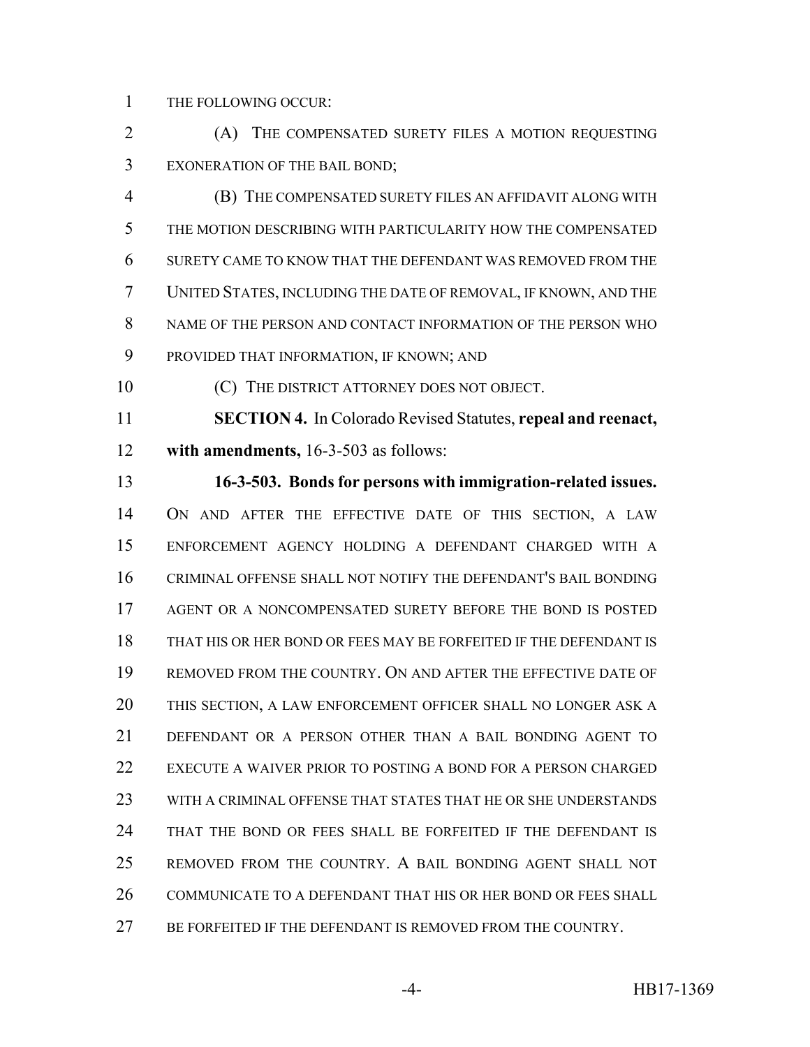THE FOLLOWING OCCUR:

(A) THE COMPENSATED SURETY FILES A MOTION REQUESTING EXONERATION OF THE BAIL BOND;

(B) THE COMPENSATED SURETY FILES AN AFFIDAVIT ALONG WITH THE MOTION DESCRIBING WITH PARTICULARITY HOW THE COMPENSATED SURETY CAME TO KNOW THAT THE DEFENDANT WAS REMOVED FROM THE UNITED STATES, INCLUDING THE DATE OF REMOVAL, IF KNOWN, AND THE NAME OF THE PERSON AND CONTACT INFORMATION OF THE PERSON WHO PROVIDED THAT INFORMATION, IF KNOWN; AND

(C) THE DISTRICT ATTORNEY DOES NOT OBJECT.

**SECTION 4.** In Colorado Revised Statutes, **repeal and reenact, with amendments,** 16-3-503 as follows:

**16-3-503. Bonds for persons with immigration-related issues.** ON AND AFTER THE EFFECTIVE DATE OF THIS SECTION, A LAW ENFORCEMENT AGENCY HOLDING A DEFENDANT CHARGED WITH A CRIMINAL OFFENSE SHALL NOT NOTIFY THE DEFENDANT'S BAIL BONDING AGENT OR A NONCOMPENSATED SURETY BEFORE THE BOND IS POSTED THAT HIS OR HER BOND OR FEES MAY BE FORFEITED IF THE DEFENDANT IS REMOVED FROM THE COUNTRY. ON AND AFTER THE EFFECTIVE DATE OF THIS SECTION, A LAW ENFORCEMENT OFFICER SHALL NO LONGER ASK A DEFENDANT OR A PERSON OTHER THAN A BAIL BONDING AGENT TO EXECUTE A WAIVER PRIOR TO POSTING A BOND FOR A PERSON CHARGED WITH A CRIMINAL OFFENSE THAT STATES THAT HE OR SHE UNDERSTANDS THAT THE BOND OR FEES SHALL BE FORFEITED IF THE DEFENDANT IS REMOVED FROM THE COUNTRY. A BAIL BONDING AGENT SHALL NOT COMMUNICATE TO A DEFENDANT THAT HIS OR HER BOND OR FEES SHALL BE FORFEITED IF THE DEFENDANT IS REMOVED FROM THE COUNTRY.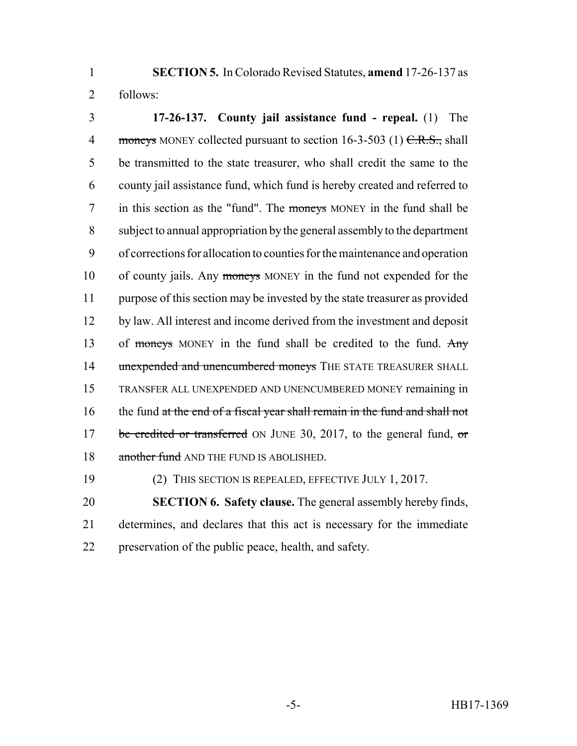**SECTION 5.** In Colorado Revised Statutes, **amend** 17-26-137 as follows:

**17-26-137. County jail assistance fund - repeal.** (1) The ~~moneys~~ MONEY collected pursuant to section 16-3-503 (1) ~~C.R.S.,~~ shall be transmitted to the state treasurer, who shall credit the same to the county jail assistance fund, which fund is hereby created and referred to in this section as the "fund". The ~~moneys~~ MONEY in the fund shall be subject to annual appropriation by the general assembly to the department of corrections for allocation to counties for the maintenance and operation of county jails. Any ~~moneys~~ MONEY in the fund not expended for the purpose of this section may be invested by the state treasurer as provided by law. All interest and income derived from the investment and deposit of ~~moneys~~ MONEY in the fund shall be credited to the fund. ~~Any unexpended and unencumbered moneys~~ THE STATE TREASURER SHALL TRANSFER ALL UNEXPENDED AND UNENCUMBERED MONEY remaining in the fund ~~at the end of a fiscal year shall remain in the fund and shall not be credited or transferred~~ ON JUNE 30, 2017, to the general fund, ~~or another fund~~ AND THE FUND IS ABOLISHED.

(2) THIS SECTION IS REPEALED, EFFECTIVE JULY 1, 2017.

**SECTION 6. Safety clause.** The general assembly hereby finds, determines, and declares that this act is necessary for the immediate preservation of the public peace, health, and safety.